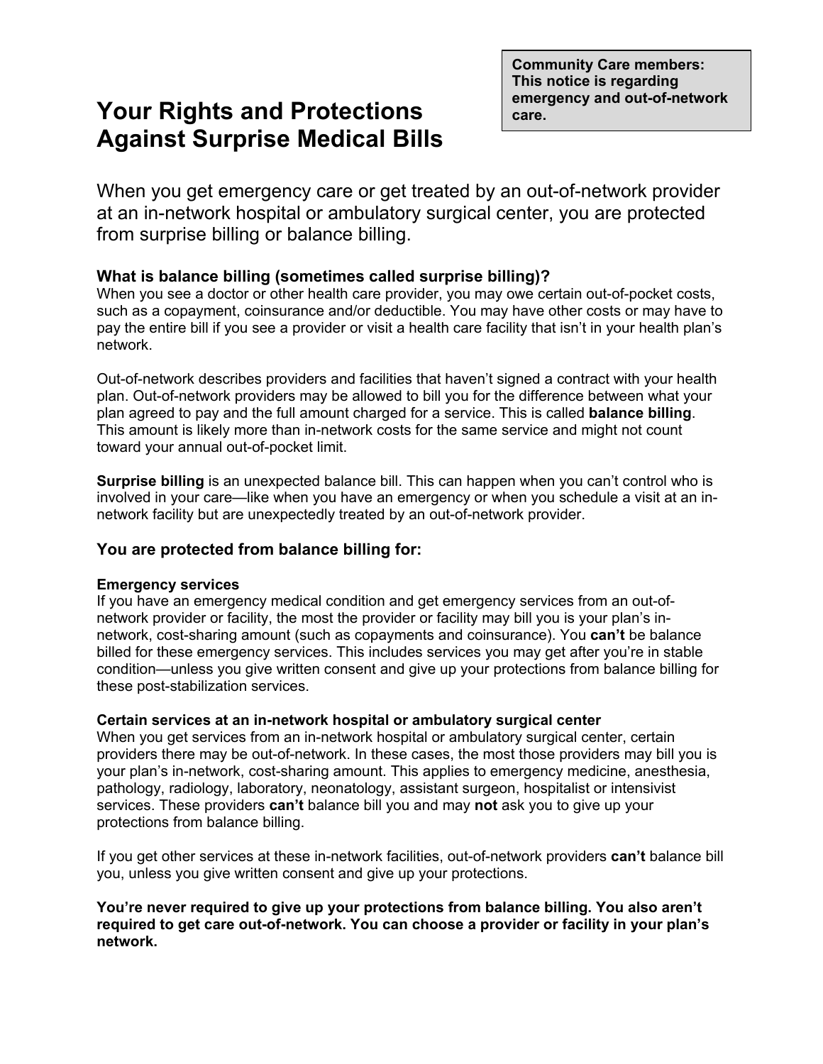**Community Care members: This notice is regarding emergency and out-of-network care.**

# Your Rights and Protections Against Surprise Medical Bills

When you get emergency care or get treated by an out-of-network provider at an in-network hospital or ambulatory surgical center, you are protected from surprise billing or balance billing.

### What is balance billing (sometimes called surprise billing)?

When you see a doctor or other health care provider, you may owe certain out-of-pocket costs, such as a copayment, coinsurance and/or deductible. You may have other costs or may have to pay the entire bill if you see a provider or visit a health care facility that isn't in your health plan's network.

Out-of-network describes providers and facilities that haven't signed a contract with your health plan. Out-of-network providers may be allowed to bill you for the difference between what your plan agreed to pay and the full amount charged for a service. This is called **balance billing**. This amount is likely more than in-network costs for the same service and might not count toward your annual out-of-pocket limit.

**Surprise billing** is an unexpected balance bill. This can happen when you can't control who is involved in your care—like when you have an emergency or when you schedule a visit at an in-network facility but are unexpectedly treated by an out-of-network provider.

### You are protected from balance billing for:

**Emergency services**

If you have an emergency medical condition and get emergency services from an out-of-network provider or facility, the most the provider or facility may bill you is your plan's in-network, cost-sharing amount (such as copayments and coinsurance). You **can't** be balance billed for these emergency services. This includes services you may get after you're in stable condition—unless you give written consent and give up your protections from balance billing for these post-stabilization services.

**Certain services at an in-network hospital or ambulatory surgical center**

When you get services from an in-network hospital or ambulatory surgical center, certain providers there may be out-of-network. In these cases, the most those providers may bill you is your plan's in-network, cost-sharing amount. This applies to emergency medicine, anesthesia, pathology, radiology, laboratory, neonatology, assistant surgeon, hospitalist or intensivist services. These providers **can't** balance bill you and may **not** ask you to give up your protections from balance billing.

If you get other services at these in-network facilities, out-of-network providers **can't** balance bill you, unless you give written consent and give up your protections.

**You're never required to give up your protections from balance billing. You also aren't required to get care out-of-network. You can choose a provider or facility in your plan's network.**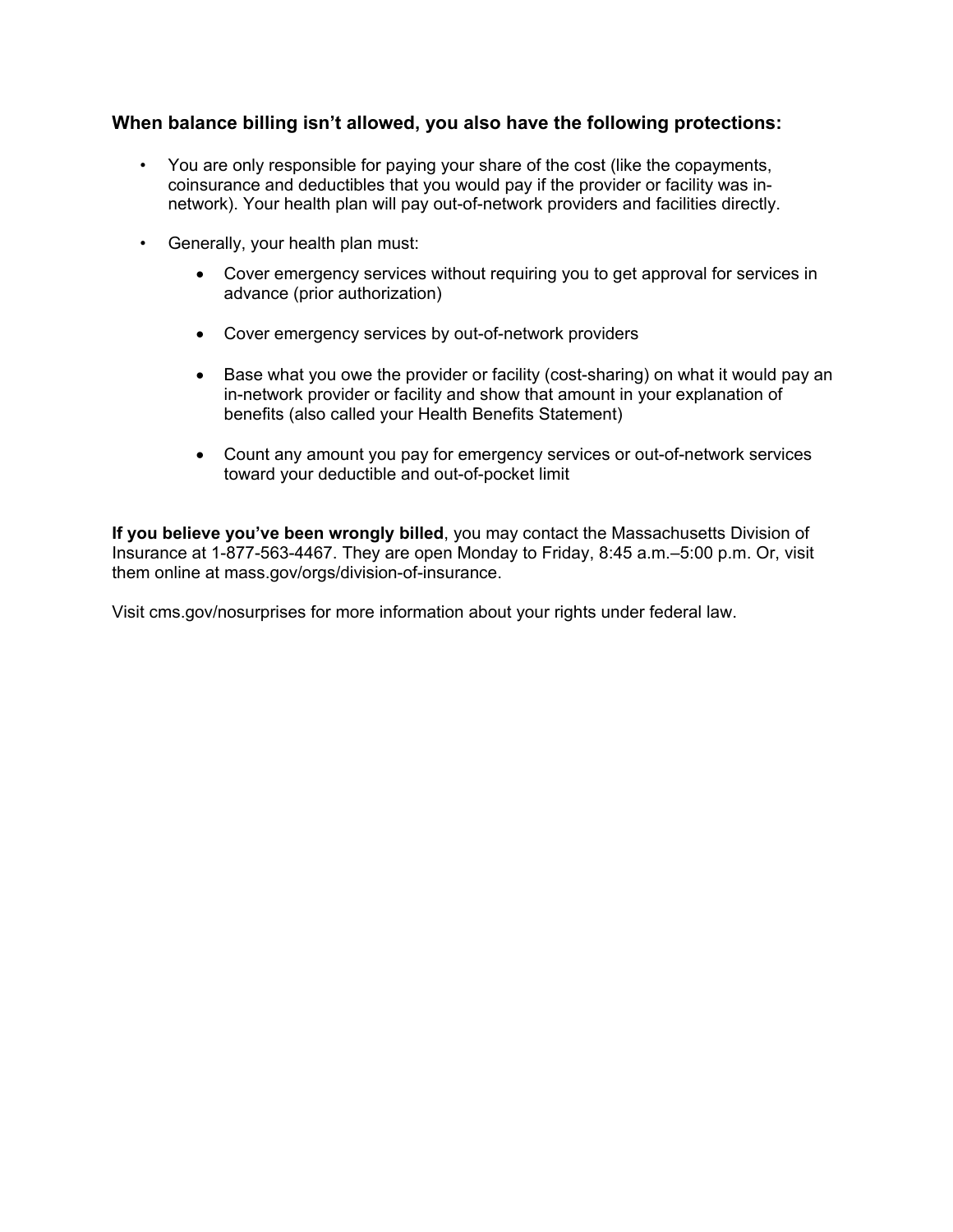### When balance billing isn't allowed, you also have the following protections:

- You are only responsible for paying your share of the cost (like the copayments, coinsurance and deductibles that you would pay if the provider or facility was in-network). Your health plan will pay out-of-network providers and facilities directly.
- Generally, your health plan must:
  - Cover emergency services without requiring you to get approval for services in advance (prior authorization)
  - Cover emergency services by out-of-network providers
  - Base what you owe the provider or facility (cost-sharing) on what it would pay an in-network provider or facility and show that amount in your explanation of benefits (also called your Health Benefits Statement)
  - Count any amount you pay for emergency services or out-of-network services toward your deductible and out-of-pocket limit

**If you believe you've been wrongly billed**, you may contact the Massachusetts Division of Insurance at 1-877-563-4467. They are open Monday to Friday, 8:45 a.m.–5:00 p.m. Or, visit them online at mass.gov/orgs/division-of-insurance.

Visit cms.gov/nosurprises for more information about your rights under federal law.